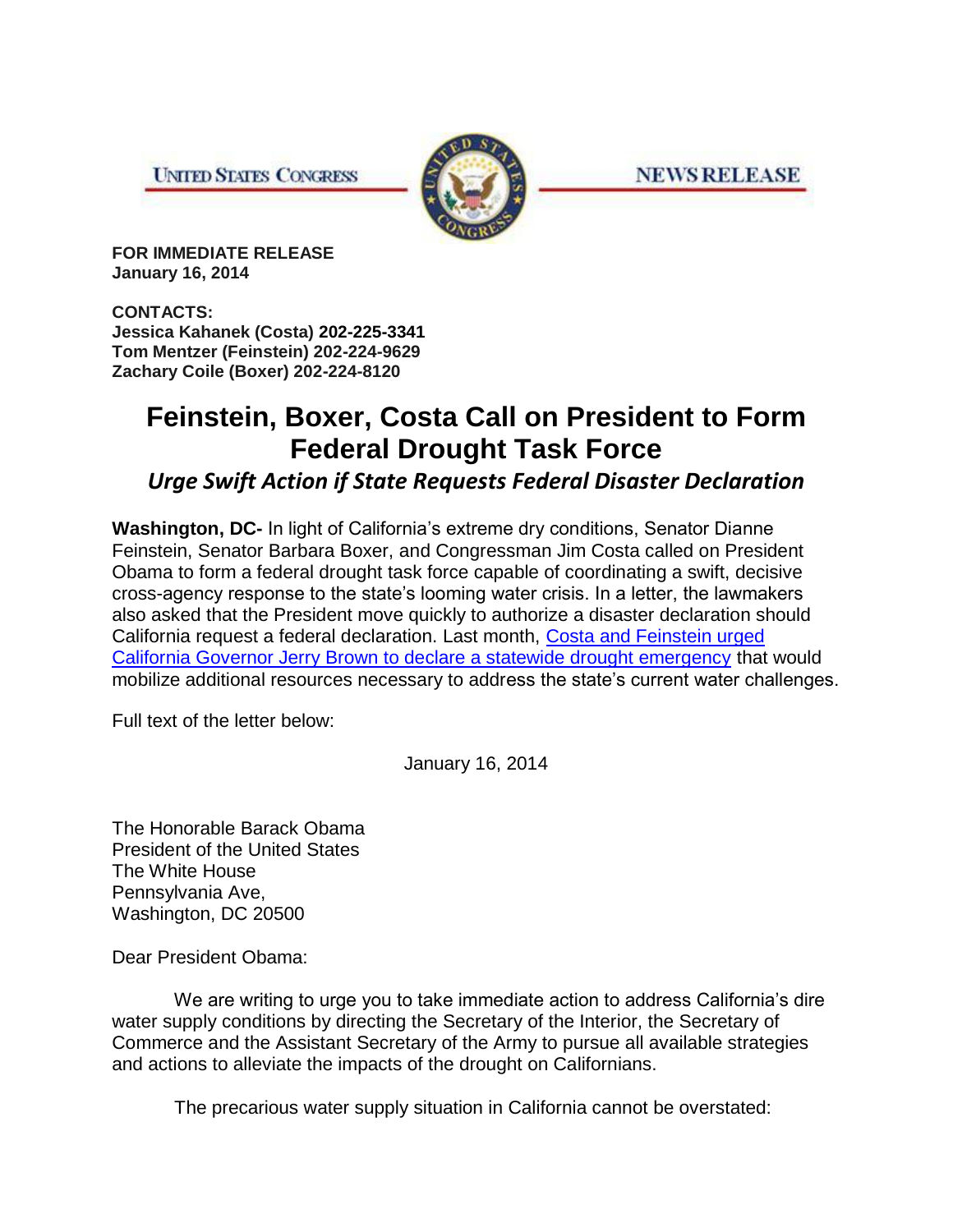UNITED STATES CONGRESS

NEWS RELEASE

**FOR IMMEDIATE RELEASE**
**January 16, 2014**

**CONTACTS:**
**Jessica Kahanek (Costa) 202-225-3341**
**Tom Mentzer (Feinstein) 202-224-9629**
**Zachary Coile (Boxer) 202-224-8120**

# Feinstein, Boxer, Costa Call on President to Form Federal Drought Task Force

### *Urge Swift Action if State Requests Federal Disaster Declaration*

**Washington, DC-** In light of California's extreme dry conditions, Senator Dianne Feinstein, Senator Barbara Boxer, and Congressman Jim Costa called on President Obama to form a federal drought task force capable of coordinating a swift, decisive cross-agency response to the state's looming water crisis. In a letter, the lawmakers also asked that the President move quickly to authorize a disaster declaration should California request a federal declaration. Last month, Costa and Feinstein urged California Governor Jerry Brown to declare a statewide drought emergency that would mobilize additional resources necessary to address the state's current water challenges.

Full text of the letter below:

January 16, 2014

The Honorable Barack Obama
President of the United States
The White House
Pennsylvania Ave,
Washington, DC 20500

Dear President Obama:

We are writing to urge you to take immediate action to address California's dire water supply conditions by directing the Secretary of the Interior, the Secretary of Commerce and the Assistant Secretary of the Army to pursue all available strategies and actions to alleviate the impacts of the drought on Californians.

The precarious water supply situation in California cannot be overstated: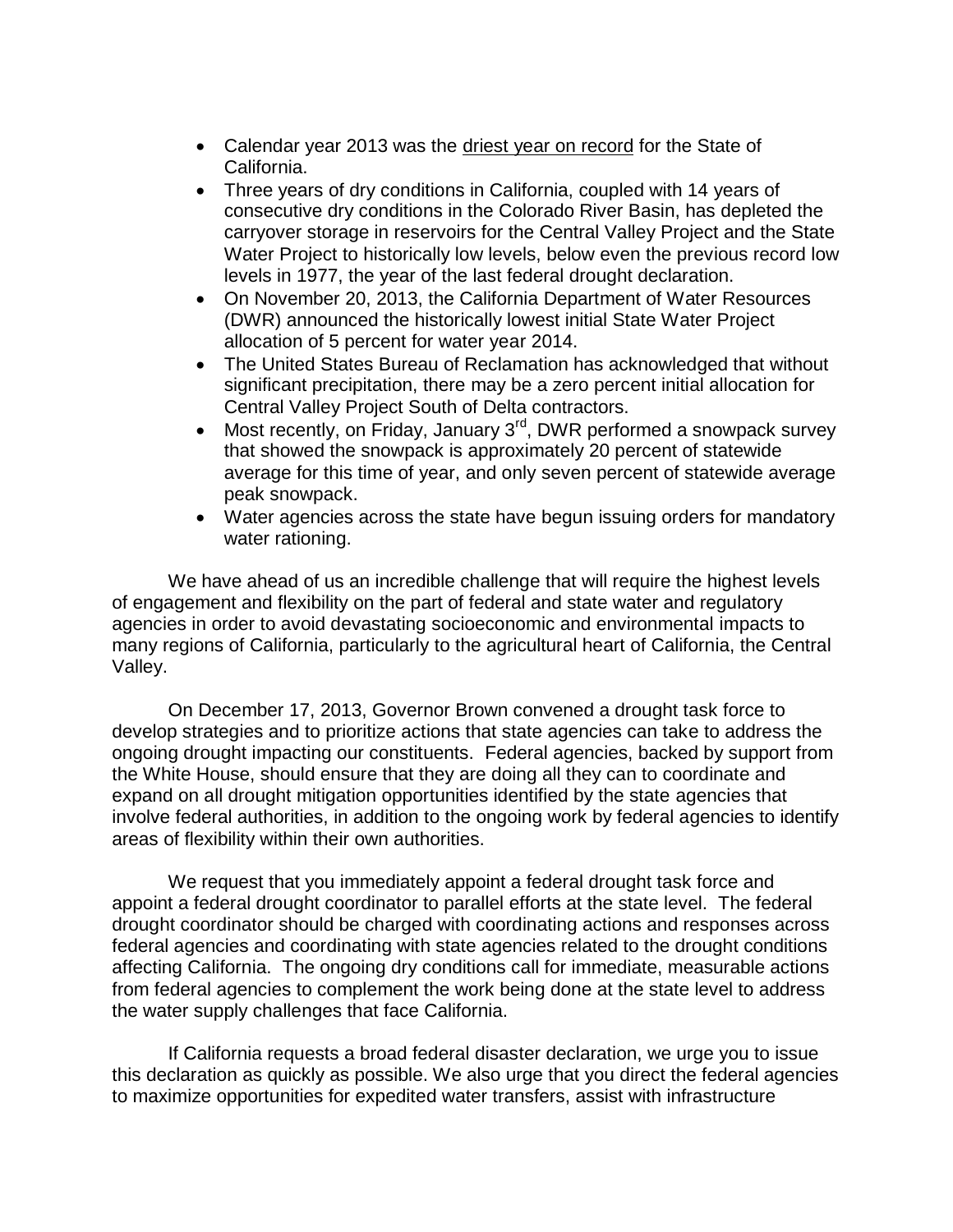- Calendar year 2013 was the driest year on record for the State of California.
- Three years of dry conditions in California, coupled with 14 years of consecutive dry conditions in the Colorado River Basin, has depleted the carryover storage in reservoirs for the Central Valley Project and the State Water Project to historically low levels, below even the previous record low levels in 1977, the year of the last federal drought declaration.
- On November 20, 2013, the California Department of Water Resources (DWR) announced the historically lowest initial State Water Project allocation of 5 percent for water year 2014.
- The United States Bureau of Reclamation has acknowledged that without significant precipitation, there may be a zero percent initial allocation for Central Valley Project South of Delta contractors.
- Most recently, on Friday, January 3rd, DWR performed a snowpack survey that showed the snowpack is approximately 20 percent of statewide average for this time of year, and only seven percent of statewide average peak snowpack.
- Water agencies across the state have begun issuing orders for mandatory water rationing.

We have ahead of us an incredible challenge that will require the highest levels of engagement and flexibility on the part of federal and state water and regulatory agencies in order to avoid devastating socioeconomic and environmental impacts to many regions of California, particularly to the agricultural heart of California, the Central Valley.

On December 17, 2013, Governor Brown convened a drought task force to develop strategies and to prioritize actions that state agencies can take to address the ongoing drought impacting our constituents. Federal agencies, backed by support from the White House, should ensure that they are doing all they can to coordinate and expand on all drought mitigation opportunities identified by the state agencies that involve federal authorities, in addition to the ongoing work by federal agencies to identify areas of flexibility within their own authorities.

We request that you immediately appoint a federal drought task force and appoint a federal drought coordinator to parallel efforts at the state level. The federal drought coordinator should be charged with coordinating actions and responses across federal agencies and coordinating with state agencies related to the drought conditions affecting California. The ongoing dry conditions call for immediate, measurable actions from federal agencies to complement the work being done at the state level to address the water supply challenges that face California.

If California requests a broad federal disaster declaration, we urge you to issue this declaration as quickly as possible. We also urge that you direct the federal agencies to maximize opportunities for expedited water transfers, assist with infrastructure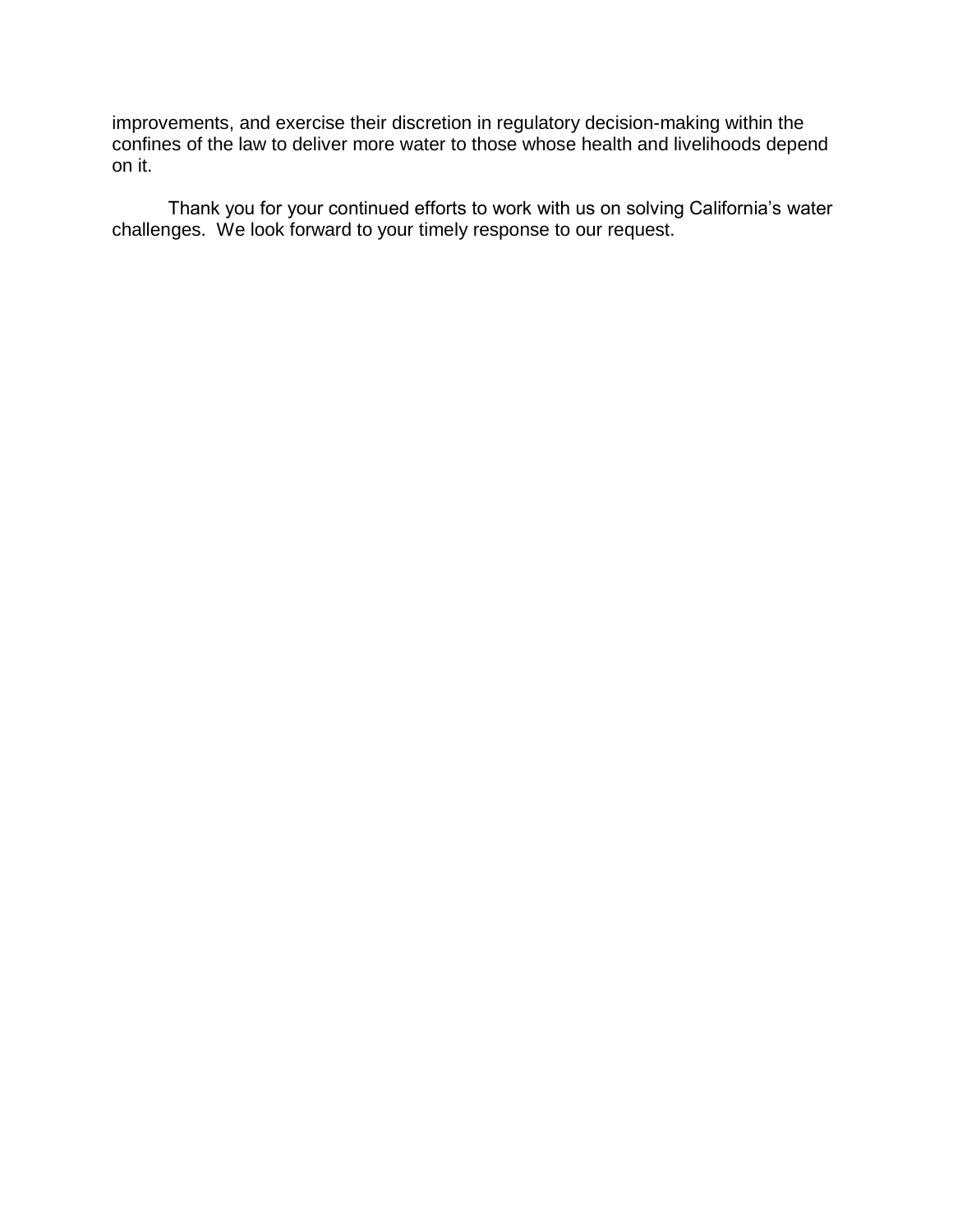improvements, and exercise their discretion in regulatory decision-making within the confines of the law to deliver more water to those whose health and livelihoods depend on it.

Thank you for your continued efforts to work with us on solving California's water challenges. We look forward to your timely response to our request.